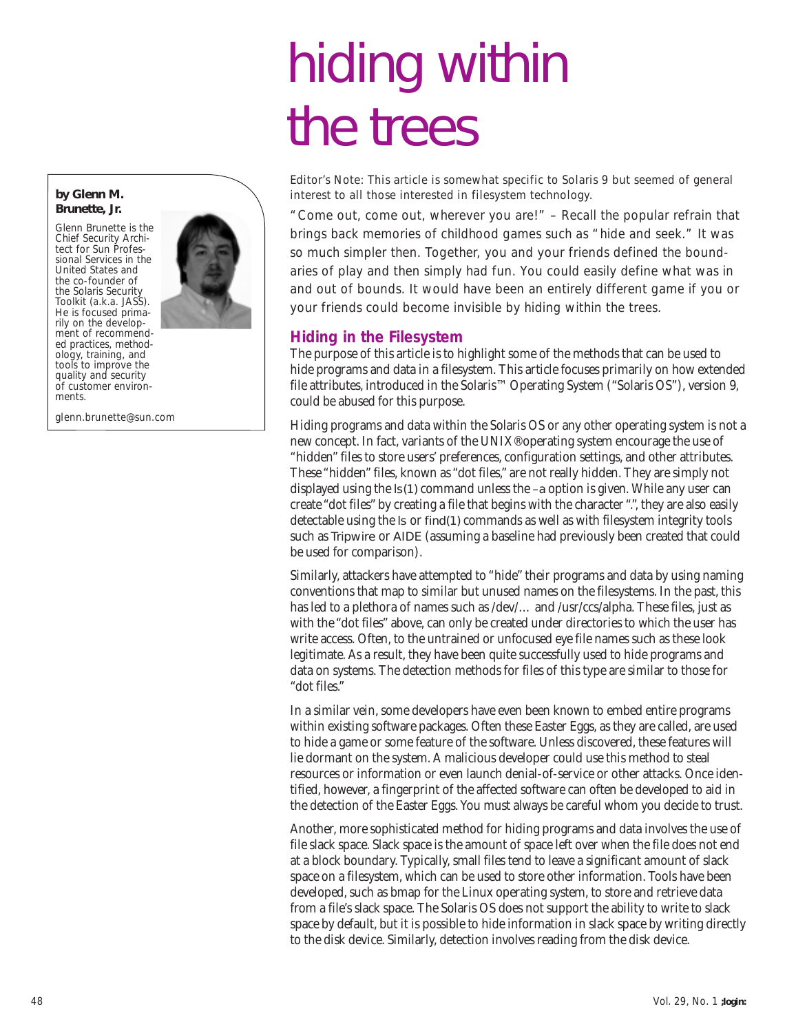# hiding within the trees

**by Glenn M. Brunette, Jr.**

Glenn Brunette is the Chief Security Architect for Sun Professional Services in the United States and the co-founder of the Solaris Security Toolkit (a.k.a. JASS). He is focused primarily on the development of recommended practices, methodology, training, and tools to improve the quality and security of customer environments.

glenn.brunette@sun.com

*Editor's Note: This article is somewhat specific to Solaris 9 but seemed of general interest to all those interested in filesystem technology.*

"Come out, come out, wherever you are!" – Recall the popular refrain that brings back memories of childhood games such as "hide and seek." It was so much simpler then. Together, you and your friends defined the boundaries of play and then simply had fun. You could easily define what was in and out of bounds. It would have been an entirely different game if you or your friends could become invisible by hiding within the trees.

## Hiding in the Filesystem

The purpose of this article is to highlight some of the methods that can be used to hide programs and data in a filesystem. This article focuses primarily on how extended file attributes, introduced in the Solaris™ Operating System ("Solaris OS"), version 9, could be abused for this purpose.

Hiding programs and data within the Solaris OS or any other operating system is not a new concept. In fact, variants of the UNIX® operating system encourage the use of "hidden" files to store users' preferences, configuration settings, and other attributes. These "hidden" files, known as "dot files," are not really hidden. They are simply not displayed using the ls(1) command unless the –a option is given. While any user can create "dot files" by creating a file that begins with the character ".", they are also easily detectable using the ls or find(1) commands as well as with filesystem integrity tools such as Tripwire or AIDE (assuming a baseline had previously been created that could be used for comparison).

Similarly, attackers have attempted to "hide" their programs and data by using naming conventions that map to similar but unused names on the filesystems. In the past, this has led to a plethora of names such as /dev/... and /usr/ccs/alpha. These files, just as with the "dot files" above, can only be created under directories to which the user has write access. Often, to the untrained or unfocused eye file names such as these look legitimate. As a result, they have been quite successfully used to hide programs and data on systems. The detection methods for files of this type are similar to those for "dot files."

In a similar vein, some developers have even been known to embed entire programs within existing software packages. Often these Easter Eggs, as they are called, are used to hide a game or some feature of the software. Unless discovered, these features will lie dormant on the system. A malicious developer could use this method to steal resources or information or even launch denial-of-service or other attacks. Once identified, however, a fingerprint of the affected software can often be developed to aid in the detection of the Easter Eggs. You must always be careful whom you decide to trust.

Another, more sophisticated method for hiding programs and data involves the use of file slack space. Slack space is the amount of space left over when the file does not end at a block boundary. Typically, small files tend to leave a significant amount of slack space on a filesystem, which can be used to store other information. Tools have been developed, such as bmap for the Linux operating system, to store and retrieve data from a file's slack space. The Solaris OS does not support the ability to write to slack space by default, but it is possible to hide information in slack space by writing directly to the disk device. Similarly, detection involves reading from the disk device.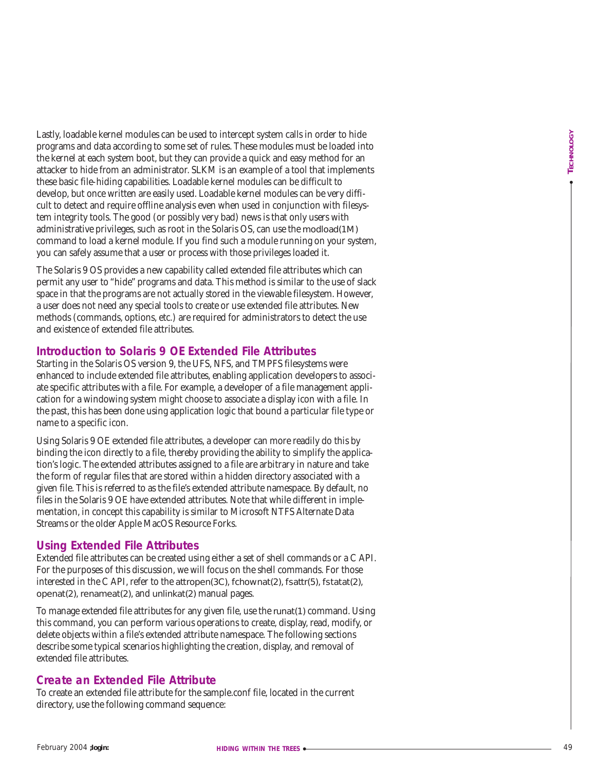Lastly, loadable kernel modules can be used to intercept system calls in order to hide programs and data according to some set of rules. These modules must be loaded into the kernel at each system boot, but they can provide a quick and easy method for an attacker to hide from an administrator. SLKM is an example of a tool that implements these basic file-hiding capabilities. Loadable kernel modules can be difficult to develop, but once written are easily used. Loadable kernel modules can be very difficult to detect and require offline analysis even when used in conjunction with filesystem integrity tools. The good (or possibly very bad) news is that only users with administrative privileges, such as root in the Solaris OS, can use the modload(1M) command to load a kernel module. If you find such a module running on your system, you can safely assume that a user or process with those privileges loaded it.

The Solaris 9 OS provides a new capability called extended file attributes which can permit any user to "hide" programs and data. This method is similar to the use of slack space in that the programs are not actually stored in the viewable filesystem. However, a user does not need any special tools to create or use extended file attributes. New methods (commands, options, etc.) are required for administrators to detect the use and existence of extended file attributes.

## Introduction to Solaris 9 OE Extended File Attributes

Starting in the Solaris OS version 9, the UFS, NFS, and TMPFS filesystems were enhanced to include extended file attributes, enabling application developers to associate specific attributes with a file. For example, a developer of a file management application for a windowing system might choose to associate a display icon with a file. In the past, this has been done using application logic that bound a particular file type or name to a specific icon.

Using Solaris 9 OE extended file attributes, a developer can more readily do this by binding the icon directly to a file, thereby providing the ability to simplify the application's logic. The extended attributes assigned to a file are arbitrary in nature and take the form of regular files that are stored within a hidden directory associated with a given file. This is referred to as the file's extended attribute namespace. By default, no files in the Solaris 9 OE have extended attributes. Note that while different in implementation, in concept this capability is similar to Microsoft NTFS Alternate Data Streams or the older Apple MacOS Resource Forks.

## Using Extended File Attributes

Extended file attributes can be created using either a set of shell commands or a C API. For the purposes of this discussion, we will focus on the shell commands. For those interested in the C API, refer to the attropen(3C), fchownat(2), fsattr(5), fstatat(2), openat(2), renameat(2), and unlinkat(2) manual pages.

To manage extended file attributes for any given file, use the runat(1) command. Using this command, you can perform various operations to create, display, read, modify, or delete objects within a file's extended attribute namespace. The following sections describe some typical scenarios highlighting the creation, display, and removal of extended file attributes.

## Create an Extended File Attribute

To create an extended file attribute for the sample.conf file, located in the current directory, use the following command sequence: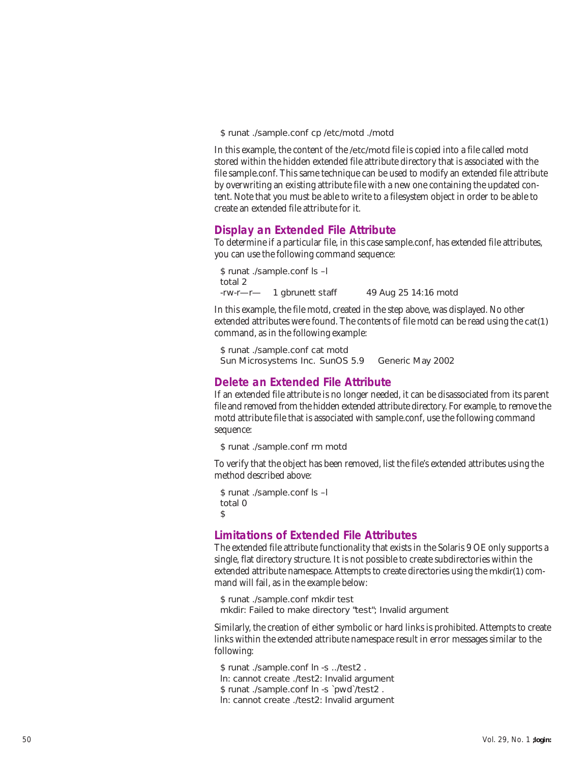```
$ runat ./sample.conf cp /etc/motd ./motd
```

In this example, the content of the /etc/motd file is copied into a file called motd stored within the hidden extended file attribute directory that is associated with the file sample.conf. This same technique can be used to modify an extended file attribute by overwriting an existing attribute file with a new one containing the updated content. Note that you must be able to write to a filesystem object in order to be able to create an extended file attribute for it.

### *Display an Extended File Attribute*

To determine if a particular file, in this case sample.conf, has extended file attributes, you can use the following command sequence:

```
$ runat ./sample.conf ls –l
total 2
-rw-r—r—    1 gbrunett staff          49 Aug 25 14:16 motd
```

In this example, the file motd, created in the step above, was displayed. No other extended attributes were found. The contents of file motd can be read using the cat(1) command, as in the following example:

```
$ runat ./sample.conf cat motd
Sun Microsystems Inc.  SunOS 5.9     Generic May 2002
```

### *Delete an Extended File Attribute*

If an extended file attribute is no longer needed, it can be disassociated from its parent file and removed from the hidden extended attribute directory. For example, to remove the motd attribute file that is associated with sample.conf, use the following command sequence:

```
$ runat ./sample.conf rm motd
```

To verify that the object has been removed, list the file's extended attributes using the method described above:

```
$ runat ./sample.conf ls –l
total 0
$
```

### *Limitations of Extended File Attributes*

The extended file attribute functionality that exists in the Solaris 9 OE only supports a single, flat directory structure. It is not possible to create subdirectories within the extended attribute namespace. Attempts to create directories using the mkdir(1) command will fail, as in the example below:

```
$ runat ./sample.conf mkdir test
mkdir: Failed to make directory "test"; Invalid argument
```

Similarly, the creation of either symbolic or hard links is prohibited. Attempts to create links within the extended attribute namespace result in error messages similar to the following:

```
$ runat ./sample.conf ln -s ../test2 .
ln: cannot create ./test2: Invalid argument
$ runat ./sample.conf ln -s `pwd`/test2 .
ln: cannot create ./test2: Invalid argument
```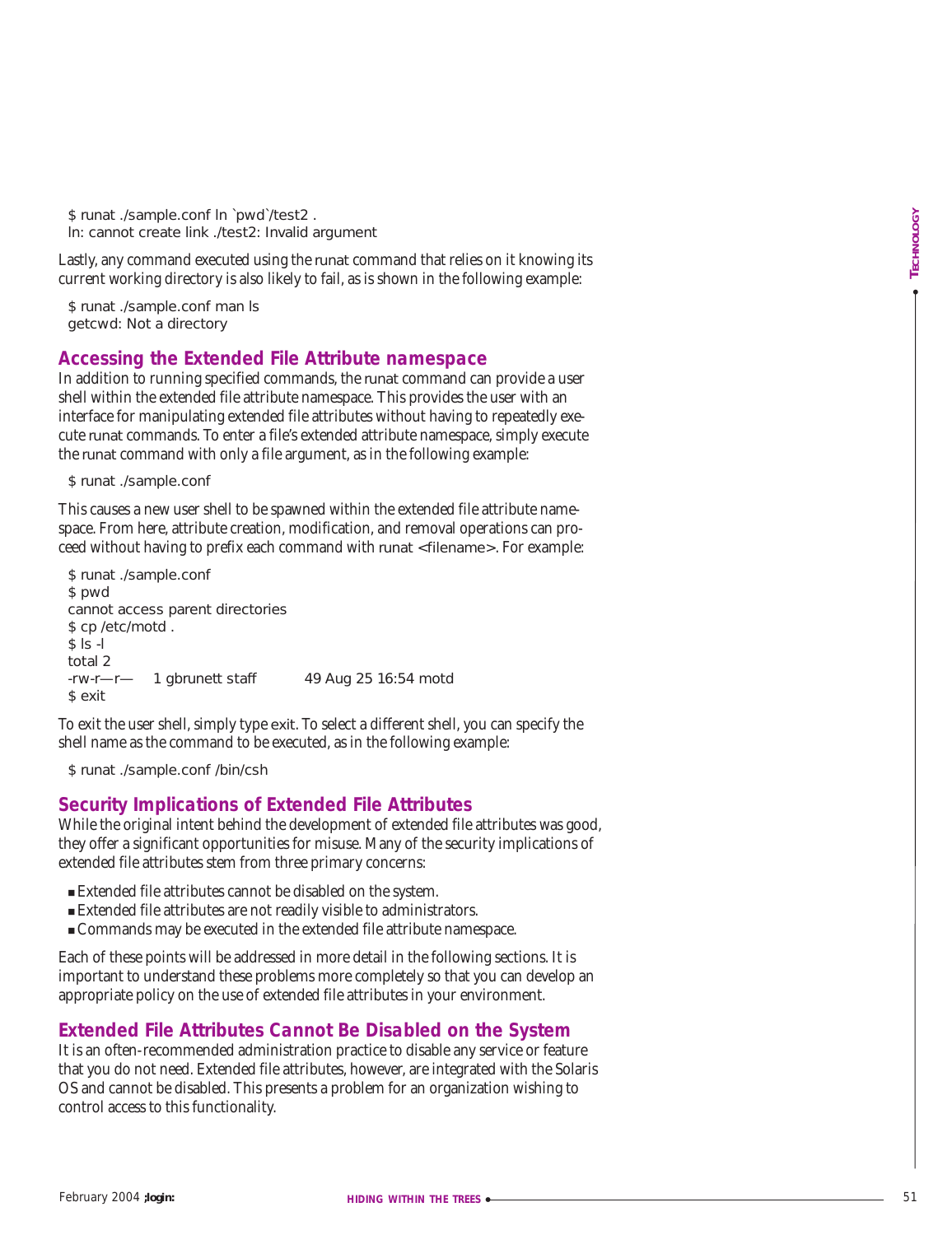```
$ runat ./sample.conf ln `pwd`/test2 .
ln: cannot create link ./test2: Invalid argument
```

Lastly, any command executed using the runat command that relies on it knowing its current working directory is also likely to fail, as is shown in the following example:

```
$ runat ./sample.conf man ls
getcwd: Not a directory
```

## Accessing the Extended File Attribute namespace

In addition to running specified commands, the runat command can provide a user shell within the extended file attribute namespace. This provides the user with an interface for manipulating extended file attributes without having to repeatedly execute runat commands. To enter a file's extended attribute namespace, simply execute the runat command with only a file argument, as in the following example:

```
$ runat ./sample.conf
```

This causes a new user shell to be spawned within the extended file attribute namespace. From here, attribute creation, modification, and removal operations can proceed without having to prefix each command with runat <filename>. For example:

```
$ runat ./sample.conf
$ pwd
cannot access parent directories
$ cp /etc/motd .
$ ls -l
total 2
-rw-r—r—    1 gbrunett staff        49 Aug 25 16:54 motd
$ exit
```

To exit the user shell, simply type exit. To select a different shell, you can specify the shell name as the command to be executed, as in the following example:

```
$ runat ./sample.conf /bin/csh
```

## Security Implications of Extended File Attributes

While the original intent behind the development of extended file attributes was good, they offer a significant opportunities for misuse. Many of the security implications of extended file attributes stem from three primary concerns:

- Extended file attributes cannot be disabled on the system.
- Extended file attributes are not readily visible to administrators.
- Commands may be executed in the extended file attribute namespace.

Each of these points will be addressed in more detail in the following sections. It is important to understand these problems more completely so that you can develop an appropriate policy on the use of extended file attributes in your environment.

## Extended File Attributes Cannot Be Disabled on the System

It is an often-recommended administration practice to disable any service or feature that you do not need. Extended file attributes, however, are integrated with the Solaris OS and cannot be disabled. This presents a problem for an organization wishing to control access to this functionality.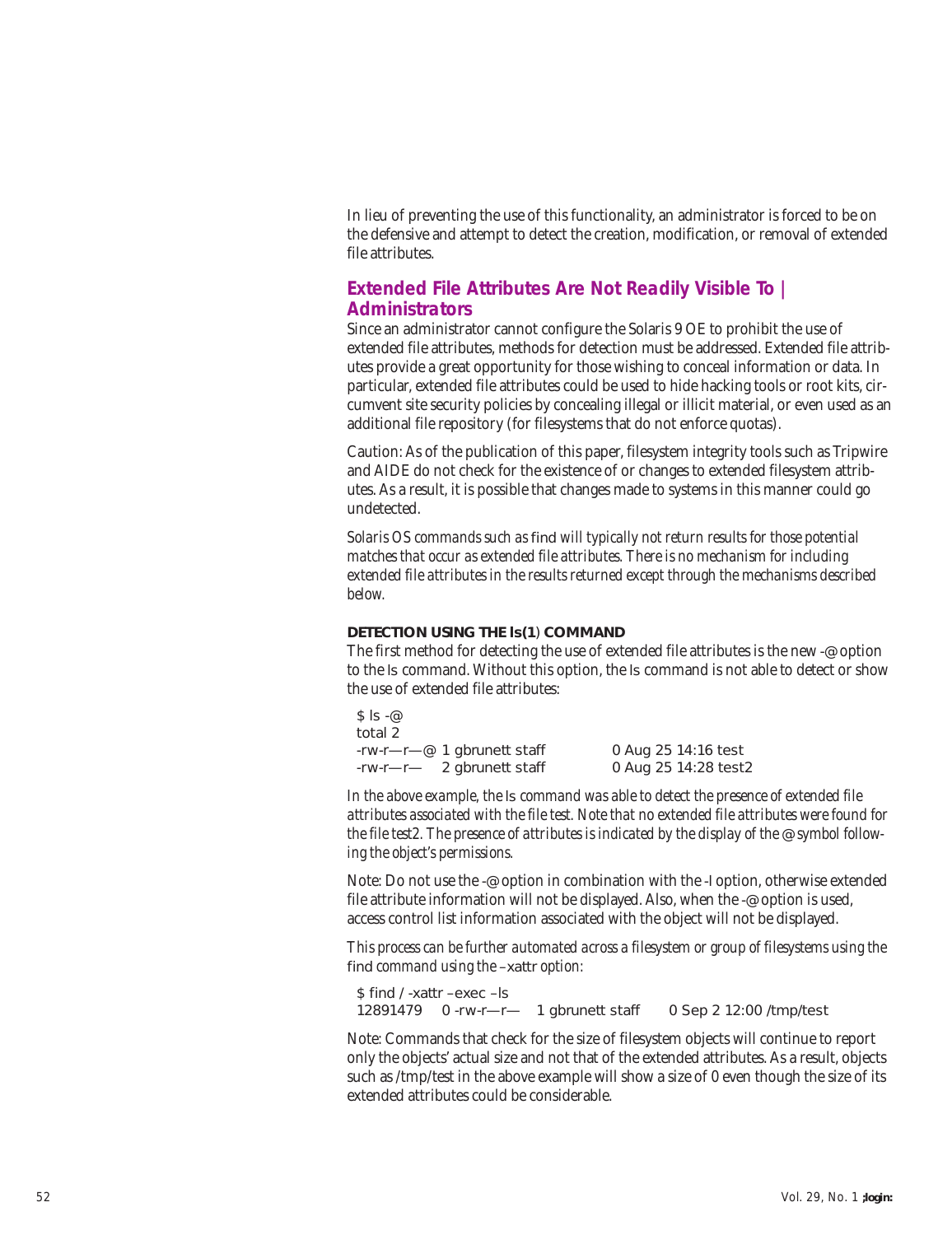In lieu of preventing the use of this functionality, an administrator is forced to be on the defensive and attempt to detect the creation, modification, or removal of extended file attributes.

## Extended File Attributes Are Not Readily Visible To Administrators

Since an administrator cannot configure the Solaris 9 OE to prohibit the use of extended file attributes, methods for detection must be addressed. Extended file attributes provide a great opportunity for those wishing to conceal information or data. In particular, extended file attributes could be used to hide hacking tools or root kits, circumvent site security policies by concealing illegal or illicit material, or even used as an additional file repository (for filesystems that do not enforce quotas).

Caution: As of the publication of this paper, filesystem integrity tools such as Tripwire and AIDE do not check for the existence of or changes to extended filesystem attributes. As a result, it is possible that changes made to systems in this manner could go undetected.

*Solaris OS commands such as* find *will typically not return results for those potential matches that occur as extended file attributes. There is no mechanism for including extended file attributes in the results returned except through the mechanisms described below.*

### DETECTION USING THE ls(1) COMMAND

The first method for detecting the use of extended file attributes is the new -@ option to the ls command. Without this option, the ls command is not able to detect or show the use of extended file attributes:

```
$ ls -@
total 2
-rw-r—r—@ 1 gbrunett staff        0 Aug 25 14:16 test
-rw-r—r—    2 gbrunett staff        0 Aug 25 14:28 test2
```

*In the above example, the* ls *command was able to detect the presence of extended file attributes associated with the file test. Note that no extended file attributes were found for the file test2. The presence of attributes is indicated by the display of the @ symbol following the object's permissions.*

Note: Do not use the -@ option in combination with the -l option, otherwise extended file attribute information will not be displayed. Also, when the -@ option is used, access control list information associated with the object will not be displayed.

*This process can be further automated across a filesystem or group of filesystems using the* find *command using the –*xattr *option:*

```
$ find / -xattr –exec –ls
12891479    0 -rw-r—r—    1 gbrunett staff     0 Sep 2 12:00 /tmp/test
```

Note: Commands that check for the size of filesystem objects will continue to report only the objects' actual size and not that of the extended attributes. As a result, objects such as /tmp/test in the above example will show a size of 0 even though the size of its extended attributes could be considerable.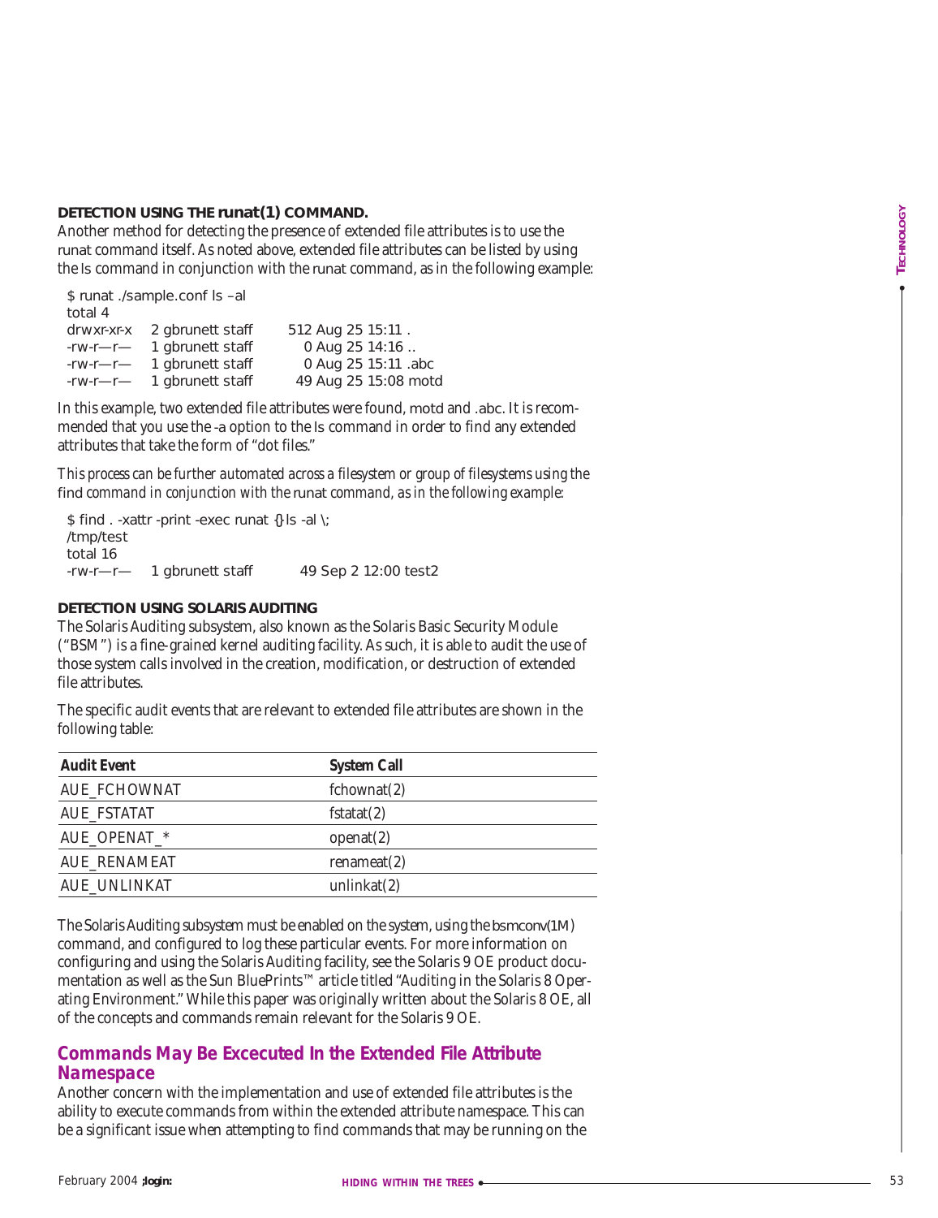### DETECTION USING THE runat(1) COMMAND.

Another method for detecting the presence of extended file attributes is to use the runat command itself. As noted above, extended file attributes can be listed by using the ls command in conjunction with the runat command, as in the following example:

```
$ runat ./sample.conf ls –al
total 4
drwxr-xr-x   2 gbrunett staff     512 Aug 25 15:11 .
-rw-r—r—     1 gbrunett staff       0 Aug 25 14:16 ..
-rw-r—r—     1 gbrunett staff       0 Aug 25 15:11 .abc
-rw-r—r—     1 gbrunett staff      49 Aug 25 15:08 motd
```

In this example, two extended file attributes were found, motd and .abc. It is recommended that you use the -a option to the ls command in order to find any extended attributes that take the form of "dot files."

*This process can be further automated across a filesystem or group of filesystems using the find command in conjunction with the runat command, as in the following example:*

```
$ find . -xattr -print -exec runat {} ls -al \;
/tmp/test
total 16
-rw-r—r—     1 gbrunett staff      49 Sep 2 12:00 test2
```

### DETECTION USING SOLARIS AUDITING

The Solaris Auditing subsystem, also known as the Solaris Basic Security Module ("BSM") is a fine-grained kernel auditing facility. As such, it is able to audit the use of those system calls involved in the creation, modification, or destruction of extended file attributes.

The specific audit events that are relevant to extended file attributes are shown in the following table:

| Audit Event | System Call |
|---|---|
| AUE_FCHOWNAT | fchownat(2) |
| AUE_FSTATAT | fstatat(2) |
| AUE_OPENAT_* | openat(2) |
| AUE_RENAMEAT | renameat(2) |
| AUE_UNLINKAT | unlinkat(2) |

The Solaris Auditing subsystem must be enabled on the system, using the bsmconv(1M) command, and configured to log these particular events. For more information on configuring and using the Solaris Auditing facility, see the Solaris 9 OE product documentation as well as the Sun BluePrints™ article titled "Auditing in the Solaris 8 Operating Environment." While this paper was originally written about the Solaris 8 OE, all of the concepts and commands remain relevant for the Solaris 9 OE.

## Commands May Be Excecuted In the Extended File Attribute Namespace

Another concern with the implementation and use of extended file attributes is the ability to execute commands from within the extended attribute namespace. This can be a significant issue when attempting to find commands that may be running on the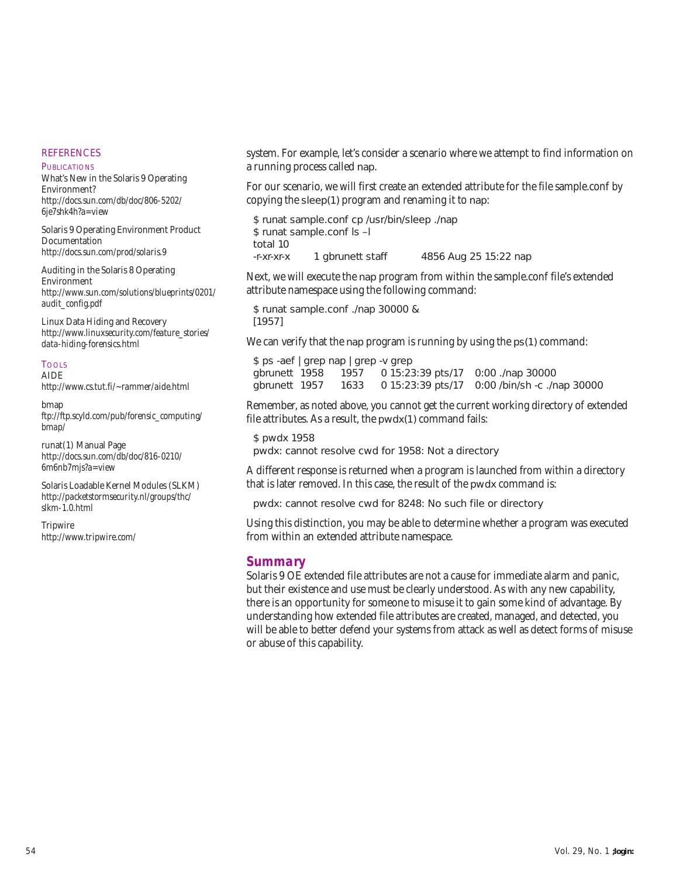system. For example, let's consider a scenario where we attempt to find information on a running process called nap.

For our scenario, we will first create an extended attribute for the file sample.conf by copying the sleep(1) program and renaming it to nap:

```
$ runat sample.conf cp /usr/bin/sleep ./nap
$ runat sample.conf ls –l
total 10
-r-xr-xr-x    1 gbrunett staff     4856 Aug 25 15:22 nap
```

Next, we will execute the nap program from within the sample.conf file's extended attribute namespace using the following command:

```
$ runat sample.conf ./nap 30000 &
[1957]
```

We can verify that the nap program is running by using the ps(1) command:

```
$ ps -aef | grep nap | grep -v grep
gbrunett 1958   1957   0 15:23:39 pts/17   0:00 ./nap 30000
gbrunett 1957   1633   0 15:23:39 pts/17   0:00 /bin/sh -c ./nap 30000
```

Remember, as noted above, you cannot get the current working directory of extended file attributes. As a result, the pwdx(1) command fails:

```
$ pwdx 1958
pwdx: cannot resolve cwd for 1958: Not a directory
```

A different response is returned when a program is launched from within a directory that is later removed. In this case, the result of the pwdx command is:

```
pwdx: cannot resolve cwd for 8248: No such file or directory
```

Using this distinction, you may be able to determine whether a program was executed from within an extended attribute namespace.

## Summary

Solaris 9 OE extended file attributes are not a cause for immediate alarm and panic, but their existence and use must be clearly understood. As with any new capability, there is an opportunity for someone to misuse it to gain some kind of advantage. By understanding how extended file attributes are created, managed, and detected, you will be able to better defend your systems from attack as well as detect forms of misuse or abuse of this capability.

## REFERENCES

### PUBLICATIONS

What's New in the Solaris 9 Operating Environment?
*http://docs.sun.com/db/doc/806-5202/6je7shk4h?a=view*

Solaris 9 Operating Environment Product Documentation
*http://docs.sun.com/prod/solaris.9*

Auditing in the Solaris 8 Operating Environment
*http://www.sun.com/solutions/blueprints/0201/audit_config.pdf*

Linux Data Hiding and Recovery
*http://www.linuxsecurity.com/feature_stories/data-hiding-forensics.html*

### TOOLS

AIDE
*http://www.cs.tut.fi/~rammer/aide.html*

bmap
*ftp://ftp.scyld.com/pub/forensic_computing/bmap/*

runat(1) Manual Page
*http://docs.sun.com/db/doc/816-0210/6m6nb7mjs?a=view*

Solaris Loadable Kernel Modules (SLKM)
*http://packetstormsecurity.nl/groups/thc/slkm-1.0.html*

Tripwire
*http://www.tripwire.com/*